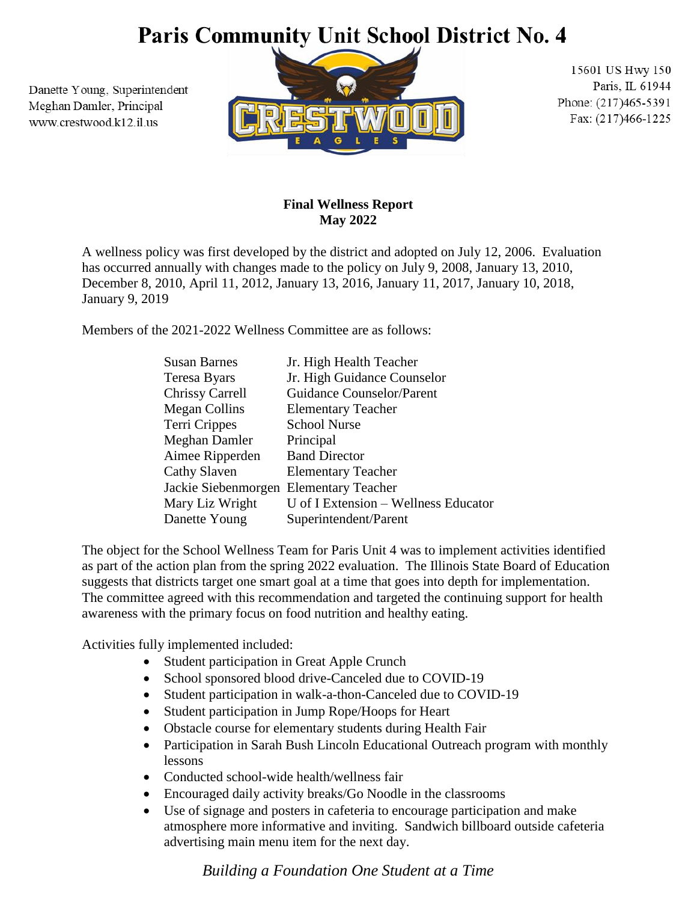# Paris Community Unit School District No. 4

Danette Young, Superintendent
Meghan Damler, Principal
www.crestwood.k12.il.us

15601 US Hwy 150
Paris, IL 61944
Phone: (217)465-5391
Fax: (217)466-1225

**Final Wellness Report**
**May 2022**

A wellness policy was first developed by the district and adopted on July 12, 2006. Evaluation has occurred annually with changes made to the policy on July 9, 2008, January 13, 2010, December 8, 2010, April 11, 2012, January 13, 2016, January 11, 2017, January 10, 2018, January 9, 2019

Members of the 2021-2022 Wellness Committee are as follows:

| Name | Role |
| --- | --- |
| Susan Barnes | Jr. High Health Teacher |
| Teresa Byars | Jr. High Guidance Counselor |
| Chrissy Carrell | Guidance Counselor/Parent |
| Megan Collins | Elementary Teacher |
| Terri Crippes | School Nurse |
| Meghan Damler | Principal |
| Aimee Ripperden | Band Director |
| Cathy Slaven | Elementary Teacher |
| Jackie Siebenmorgen | Elementary Teacher |
| Mary Liz Wright | U of I Extension – Wellness Educator |
| Danette Young | Superintendent/Parent |

The object for the School Wellness Team for Paris Unit 4 was to implement activities identified as part of the action plan from the spring 2022 evaluation. The Illinois State Board of Education suggests that districts target one smart goal at a time that goes into depth for implementation. The committee agreed with this recommendation and targeted the continuing support for health awareness with the primary focus on food nutrition and healthy eating.

Activities fully implemented included:

- Student participation in Great Apple Crunch
- School sponsored blood drive-Canceled due to COVID-19
- Student participation in walk-a-thon-Canceled due to COVID-19
- Student participation in Jump Rope/Hoops for Heart
- Obstacle course for elementary students during Health Fair
- Participation in Sarah Bush Lincoln Educational Outreach program with monthly lessons
- Conducted school-wide health/wellness fair
- Encouraged daily activity breaks/Go Noodle in the classrooms
- Use of signage and posters in cafeteria to encourage participation and make atmosphere more informative and inviting. Sandwich billboard outside cafeteria advertising main menu item for the next day.

*Building a Foundation One Student at a Time*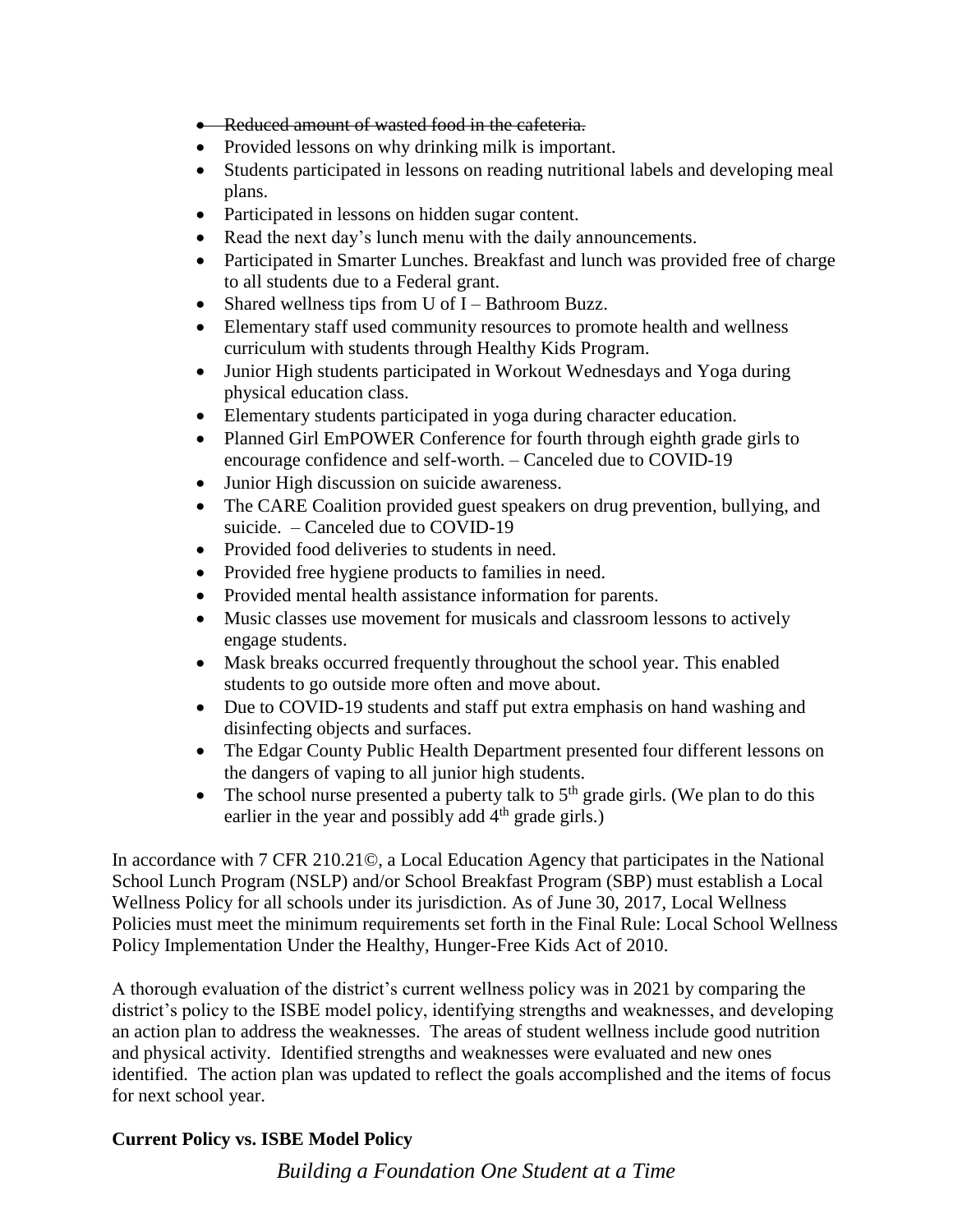- ~~Reduced amount of wasted food in the cafeteria.~~
- Provided lessons on why drinking milk is important.
- Students participated in lessons on reading nutritional labels and developing meal plans.
- Participated in lessons on hidden sugar content.
- Read the next day's lunch menu with the daily announcements.
- Participated in Smarter Lunches. Breakfast and lunch was provided free of charge to all students due to a Federal grant.
- Shared wellness tips from U of I – Bathroom Buzz.
- Elementary staff used community resources to promote health and wellness curriculum with students through Healthy Kids Program.
- Junior High students participated in Workout Wednesdays and Yoga during physical education class.
- Elementary students participated in yoga during character education.
- Planned Girl EmPOWER Conference for fourth through eighth grade girls to encourage confidence and self-worth. – Canceled due to COVID-19
- Junior High discussion on suicide awareness.
- The CARE Coalition provided guest speakers on drug prevention, bullying, and suicide. – Canceled due to COVID-19
- Provided food deliveries to students in need.
- Provided free hygiene products to families in need.
- Provided mental health assistance information for parents.
- Music classes use movement for musicals and classroom lessons to actively engage students.
- Mask breaks occurred frequently throughout the school year. This enabled students to go outside more often and move about.
- Due to COVID-19 students and staff put extra emphasis on hand washing and disinfecting objects and surfaces.
- The Edgar County Public Health Department presented four different lessons on the dangers of vaping to all junior high students.
- The school nurse presented a puberty talk to 5th grade girls. (We plan to do this earlier in the year and possibly add 4th grade girls.)

In accordance with 7 CFR 210.21©, a Local Education Agency that participates in the National School Lunch Program (NSLP) and/or School Breakfast Program (SBP) must establish a Local Wellness Policy for all schools under its jurisdiction. As of June 30, 2017, Local Wellness Policies must meet the minimum requirements set forth in the Final Rule: Local School Wellness Policy Implementation Under the Healthy, Hunger-Free Kids Act of 2010.

A thorough evaluation of the district's current wellness policy was in 2021 by comparing the district's policy to the ISBE model policy, identifying strengths and weaknesses, and developing an action plan to address the weaknesses. The areas of student wellness include good nutrition and physical activity. Identified strengths and weaknesses were evaluated and new ones identified. The action plan was updated to reflect the goals accomplished and the items of focus for next school year.

**Current Policy vs. ISBE Model Policy**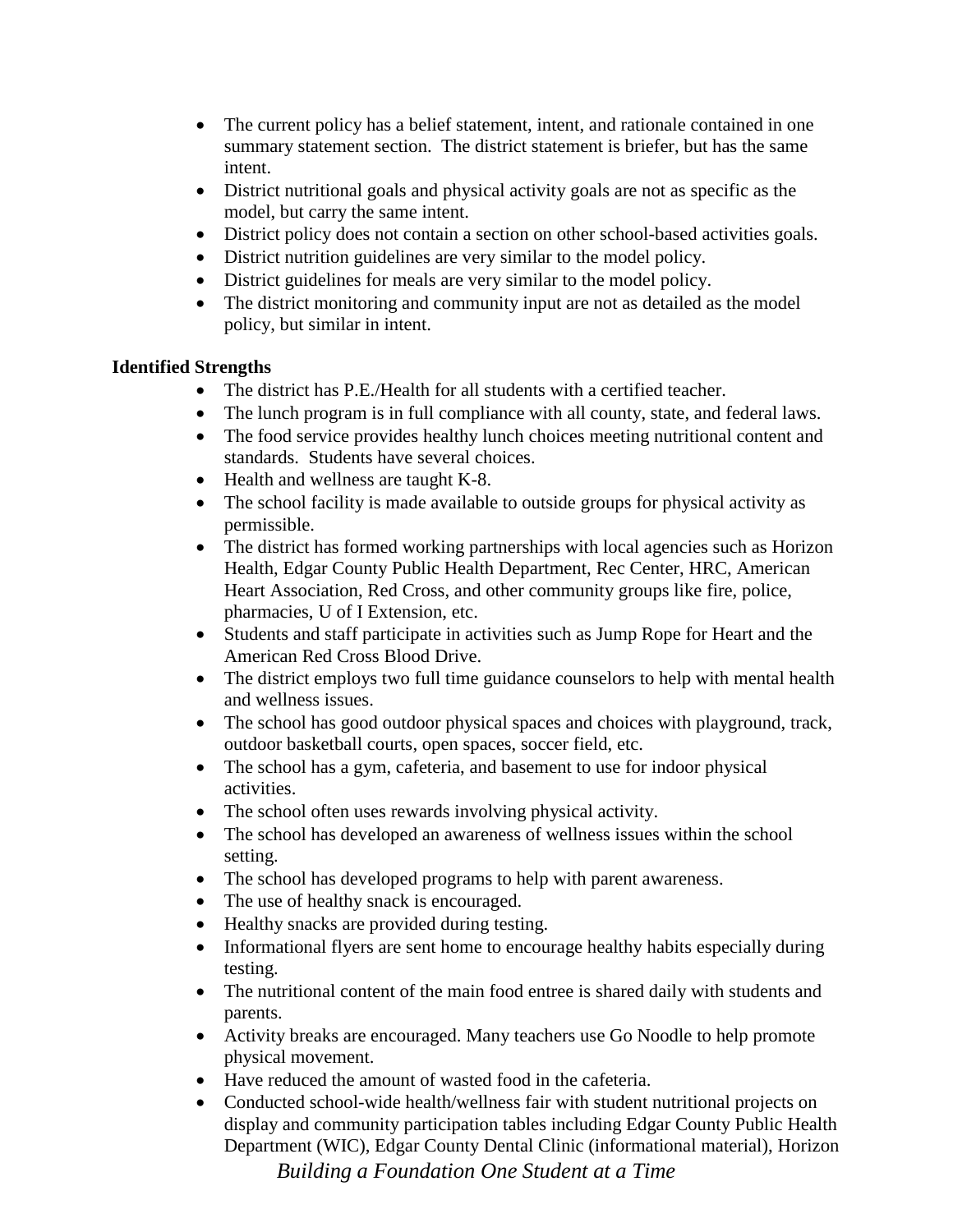- The current policy has a belief statement, intent, and rationale contained in one summary statement section. The district statement is briefer, but has the same intent.
- District nutritional goals and physical activity goals are not as specific as the model, but carry the same intent.
- District policy does not contain a section on other school-based activities goals.
- District nutrition guidelines are very similar to the model policy.
- District guidelines for meals are very similar to the model policy.
- The district monitoring and community input are not as detailed as the model policy, but similar in intent.

**Identified Strengths**

- The district has P.E./Health for all students with a certified teacher.
- The lunch program is in full compliance with all county, state, and federal laws.
- The food service provides healthy lunch choices meeting nutritional content and standards. Students have several choices.
- Health and wellness are taught K-8.
- The school facility is made available to outside groups for physical activity as permissible.
- The district has formed working partnerships with local agencies such as Horizon Health, Edgar County Public Health Department, Rec Center, HRC, American Heart Association, Red Cross, and other community groups like fire, police, pharmacies, U of I Extension, etc.
- Students and staff participate in activities such as Jump Rope for Heart and the American Red Cross Blood Drive.
- The district employs two full time guidance counselors to help with mental health and wellness issues.
- The school has good outdoor physical spaces and choices with playground, track, outdoor basketball courts, open spaces, soccer field, etc.
- The school has a gym, cafeteria, and basement to use for indoor physical activities.
- The school often uses rewards involving physical activity.
- The school has developed an awareness of wellness issues within the school setting.
- The school has developed programs to help with parent awareness.
- The use of healthy snack is encouraged.
- Healthy snacks are provided during testing.
- Informational flyers are sent home to encourage healthy habits especially during testing.
- The nutritional content of the main food entree is shared daily with students and parents.
- Activity breaks are encouraged. Many teachers use Go Noodle to help promote physical movement.
- Have reduced the amount of wasted food in the cafeteria.
- Conducted school-wide health/wellness fair with student nutritional projects on display and community participation tables including Edgar County Public Health Department (WIC), Edgar County Dental Clinic (informational material), Horizon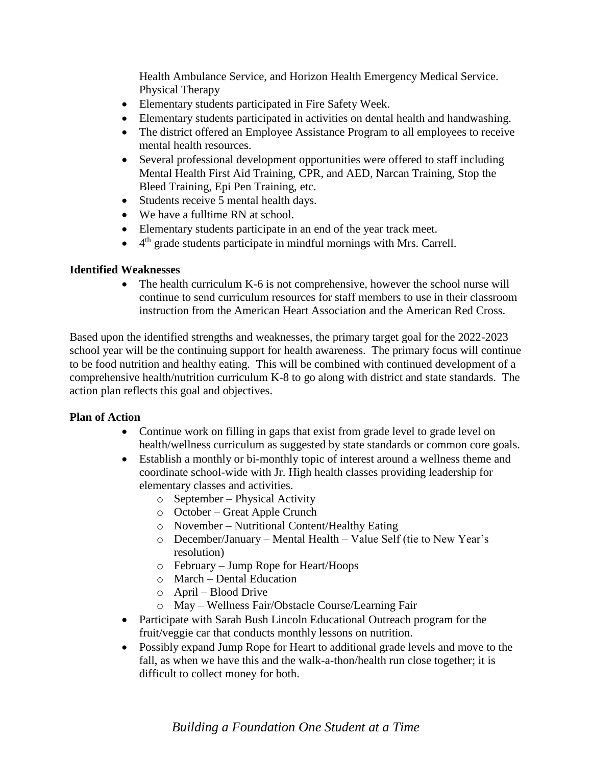Health Ambulance Service, and Horizon Health Emergency Medical Service. Physical Therapy

- Elementary students participated in Fire Safety Week.
- Elementary students participated in activities on dental health and handwashing.
- The district offered an Employee Assistance Program to all employees to receive mental health resources.
- Several professional development opportunities were offered to staff including Mental Health First Aid Training, CPR, and AED, Narcan Training, Stop the Bleed Training, Epi Pen Training, etc.
- Students receive 5 mental health days.
- We have a fulltime RN at school.
- Elementary students participate in an end of the year track meet.
- 4th grade students participate in mindful mornings with Mrs. Carrell.

**Identified Weaknesses**

- The health curriculum K-6 is not comprehensive, however the school nurse will continue to send curriculum resources for staff members to use in their classroom instruction from the American Heart Association and the American Red Cross.

Based upon the identified strengths and weaknesses, the primary target goal for the 2022-2023 school year will be the continuing support for health awareness. The primary focus will continue to be food nutrition and healthy eating. This will be combined with continued development of a comprehensive health/nutrition curriculum K-8 to go along with district and state standards. The action plan reflects this goal and objectives.

**Plan of Action**

- Continue work on filling in gaps that exist from grade level to grade level on health/wellness curriculum as suggested by state standards or common core goals.
- Establish a monthly or bi-monthly topic of interest around a wellness theme and coordinate school-wide with Jr. High health classes providing leadership for elementary classes and activities.
  - September – Physical Activity
  - October – Great Apple Crunch
  - November – Nutritional Content/Healthy Eating
  - December/January – Mental Health – Value Self (tie to New Year's resolution)
  - February – Jump Rope for Heart/Hoops
  - March – Dental Education
  - April – Blood Drive
  - May – Wellness Fair/Obstacle Course/Learning Fair
- Participate with Sarah Bush Lincoln Educational Outreach program for the fruit/veggie car that conducts monthly lessons on nutrition.
- Possibly expand Jump Rope for Heart to additional grade levels and move to the fall, as when we have this and the walk-a-thon/health run close together; it is difficult to collect money for both.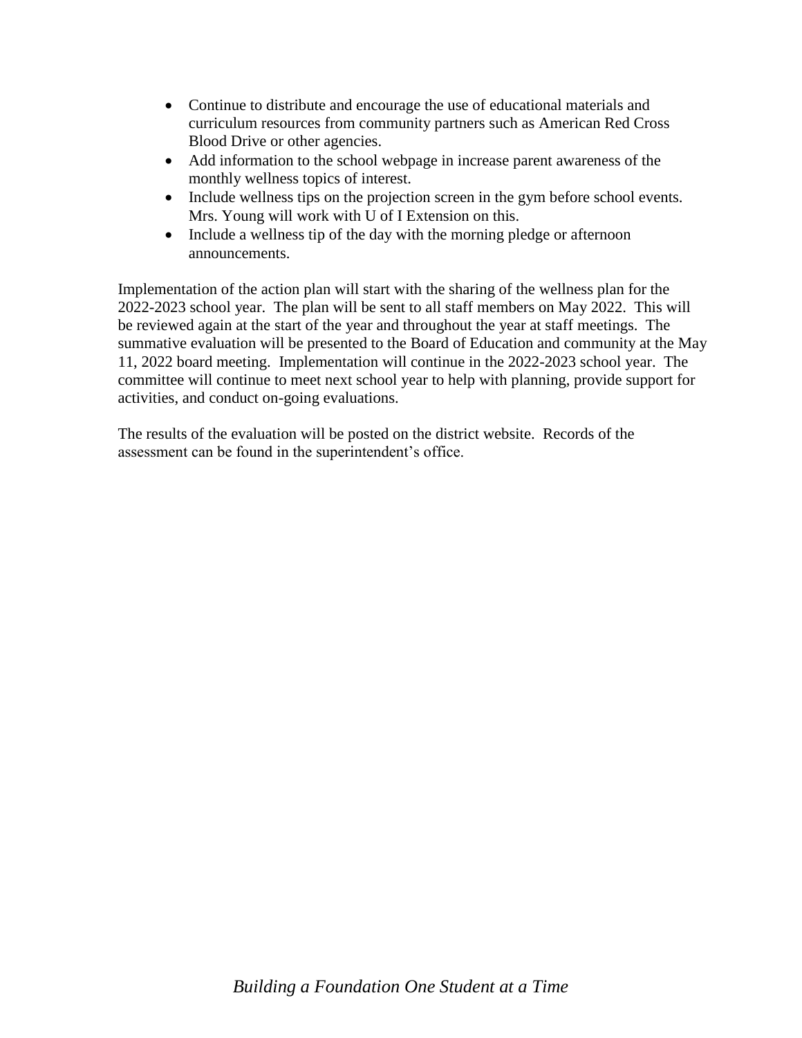- Continue to distribute and encourage the use of educational materials and curriculum resources from community partners such as American Red Cross Blood Drive or other agencies.
- Add information to the school webpage in increase parent awareness of the monthly wellness topics of interest.
- Include wellness tips on the projection screen in the gym before school events. Mrs. Young will work with U of I Extension on this.
- Include a wellness tip of the day with the morning pledge or afternoon announcements.

Implementation of the action plan will start with the sharing of the wellness plan for the 2022-2023 school year. The plan will be sent to all staff members on May 2022. This will be reviewed again at the start of the year and throughout the year at staff meetings. The summative evaluation will be presented to the Board of Education and community at the May 11, 2022 board meeting. Implementation will continue in the 2022-2023 school year. The committee will continue to meet next school year to help with planning, provide support for activities, and conduct on-going evaluations.

The results of the evaluation will be posted on the district website. Records of the assessment can be found in the superintendent's office.